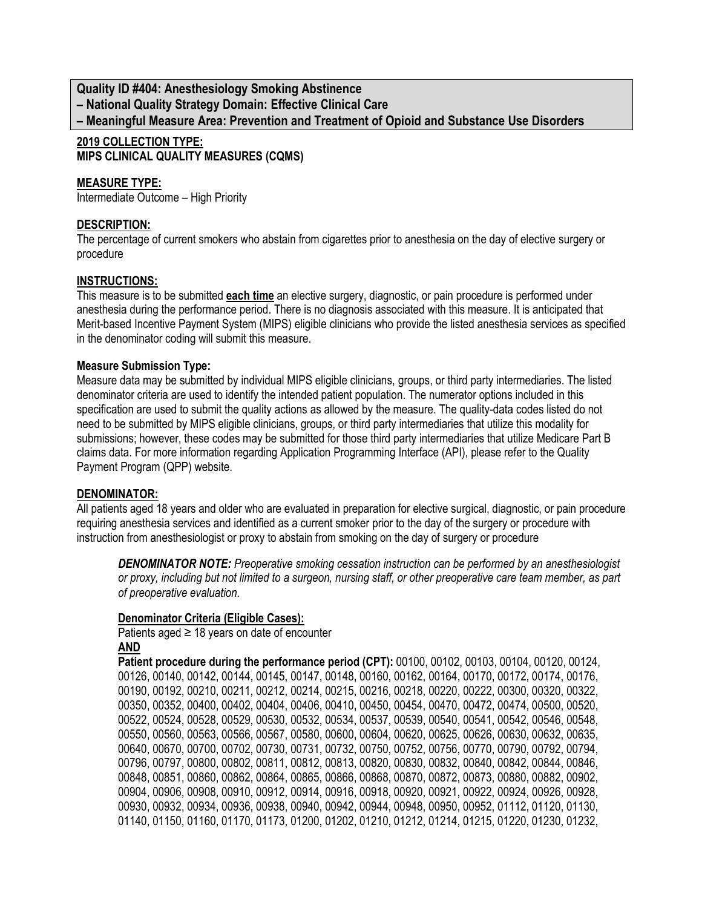**Quality ID #404: Anesthesiology Smoking Abstinence**
**– National Quality Strategy Domain: Effective Clinical Care**
**– Meaningful Measure Area: Prevention and Treatment of Opioid and Substance Use Disorders**

**2019 COLLECTION TYPE:**
**MIPS CLINICAL QUALITY MEASURES (CQMS)**

**MEASURE TYPE:**
Intermediate Outcome – High Priority

**DESCRIPTION:**
The percentage of current smokers who abstain from cigarettes prior to anesthesia on the day of elective surgery or procedure

**INSTRUCTIONS:**
This measure is to be submitted **each time** an elective surgery, diagnostic, or pain procedure is performed under anesthesia during the performance period. There is no diagnosis associated with this measure. It is anticipated that Merit-based Incentive Payment System (MIPS) eligible clinicians who provide the listed anesthesia services as specified in the denominator coding will submit this measure.

**Measure Submission Type:**
Measure data may be submitted by individual MIPS eligible clinicians, groups, or third party intermediaries. The listed denominator criteria are used to identify the intended patient population. The numerator options included in this specification are used to submit the quality actions as allowed by the measure. The quality-data codes listed do not need to be submitted by MIPS eligible clinicians, groups, or third party intermediaries that utilize this modality for submissions; however, these codes may be submitted for those third party intermediaries that utilize Medicare Part B claims data. For more information regarding Application Programming Interface (API), please refer to the Quality Payment Program (QPP) website.

**DENOMINATOR:**
All patients aged 18 years and older who are evaluated in preparation for elective surgical, diagnostic, or pain procedure requiring anesthesia services and identified as a current smoker prior to the day of the surgery or procedure with instruction from anesthesiologist or proxy to abstain from smoking on the day of surgery or procedure

> ***DENOMINATOR NOTE:*** *Preoperative smoking cessation instruction can be performed by an anesthesiologist or proxy, including but not limited to a surgeon, nursing staff, or other preoperative care team member, as part of preoperative evaluation.*

**Denominator Criteria (Eligible Cases):**
Patients aged ≥ 18 years on date of encounter
**AND**
**Patient procedure during the performance period (CPT):** 00100, 00102, 00103, 00104, 00120, 00124, 00126, 00140, 00142, 00144, 00145, 00147, 00148, 00160, 00162, 00164, 00170, 00172, 00174, 00176, 00190, 00192, 00210, 00211, 00212, 00214, 00215, 00216, 00218, 00220, 00222, 00300, 00320, 00322, 00350, 00352, 00400, 00402, 00404, 00406, 00410, 00450, 00454, 00470, 00472, 00474, 00500, 00520, 00522, 00524, 00528, 00529, 00530, 00532, 00534, 00537, 00539, 00540, 00541, 00542, 00546, 00548, 00550, 00560, 00563, 00566, 00567, 00580, 00600, 00604, 00620, 00625, 00626, 00630, 00632, 00635, 00640, 00670, 00700, 00702, 00730, 00731, 00732, 00750, 00752, 00756, 00770, 00790, 00792, 00794, 00796, 00797, 00800, 00802, 00811, 00812, 00813, 00820, 00830, 00832, 00840, 00842, 00844, 00846, 00848, 00851, 00860, 00862, 00864, 00865, 00866, 00868, 00870, 00872, 00873, 00880, 00882, 00902, 00904, 00906, 00908, 00910, 00912, 00914, 00916, 00918, 00920, 00921, 00922, 00924, 00926, 00928, 00930, 00932, 00934, 00936, 00938, 00940, 00942, 00944, 00948, 00950, 00952, 01112, 01120, 01130, 01140, 01150, 01160, 01170, 01173, 01200, 01202, 01210, 01212, 01214, 01215, 01220, 01230, 01232,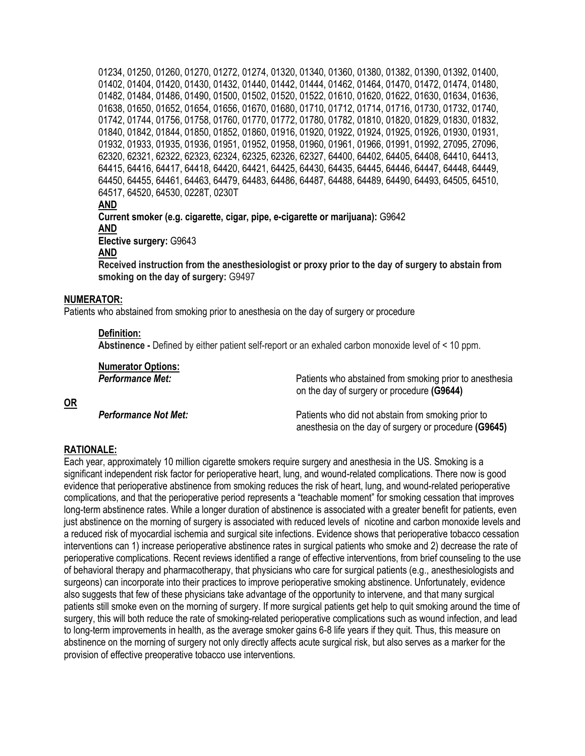01234, 01250, 01260, 01270, 01272, 01274, 01320, 01340, 01360, 01380, 01382, 01390, 01392, 01400, 01402, 01404, 01420, 01430, 01432, 01440, 01442, 01444, 01462, 01464, 01470, 01472, 01474, 01480, 01482, 01484, 01486, 01490, 01500, 01502, 01520, 01522, 01610, 01620, 01622, 01630, 01634, 01636, 01638, 01650, 01652, 01654, 01656, 01670, 01680, 01710, 01712, 01714, 01716, 01730, 01732, 01740, 01742, 01744, 01756, 01758, 01760, 01770, 01772, 01780, 01782, 01810, 01820, 01829, 01830, 01832, 01840, 01842, 01844, 01850, 01852, 01860, 01916, 01920, 01922, 01924, 01925, 01926, 01930, 01931, 01932, 01933, 01935, 01936, 01951, 01952, 01958, 01960, 01961, 01966, 01991, 01992, 27095, 27096, 62320, 62321, 62322, 62323, 62324, 62325, 62326, 62327, 64400, 64402, 64405, 64408, 64410, 64413, 64415, 64416, 64417, 64418, 64420, 64421, 64425, 64430, 64435, 64445, 64446, 64447, 64448, 64449, 64450, 64455, 64461, 64463, 64479, 64483, 64486, 64487, 64488, 64489, 64490, 64493, 64505, 64510, 64517, 64520, 64530, 0228T, 0230T

**AND**

**Current smoker (e.g. cigarette, cigar, pipe, e-cigarette or marijuana):** G9642

**AND**

**Elective surgery:** G9643

**AND**

**Received instruction from the anesthesiologist or proxy prior to the day of surgery to abstain from smoking on the day of surgery:** G9497

**NUMERATOR:**

Patients who abstained from smoking prior to anesthesia on the day of surgery or procedure

**Definition:**

**Abstinence -** Defined by either patient self-report or an exhaled carbon monoxide level of < 10 ppm.

**Numerator Options:**

***Performance Met:*** Patients who abstained from smoking prior to anesthesia on the day of surgery or procedure **(G9644)**

**OR**

***Performance Not Met:*** Patients who did not abstain from smoking prior to anesthesia on the day of surgery or procedure **(G9645)**

**RATIONALE:**

Each year, approximately 10 million cigarette smokers require surgery and anesthesia in the US. Smoking is a significant independent risk factor for perioperative heart, lung, and wound-related complications. There now is good evidence that perioperative abstinence from smoking reduces the risk of heart, lung, and wound-related perioperative complications, and that the perioperative period represents a "teachable moment" for smoking cessation that improves long-term abstinence rates. While a longer duration of abstinence is associated with a greater benefit for patients, even just abstinence on the morning of surgery is associated with reduced levels of nicotine and carbon monoxide levels and a reduced risk of myocardial ischemia and surgical site infections. Evidence shows that perioperative tobacco cessation interventions can 1) increase perioperative abstinence rates in surgical patients who smoke and 2) decrease the rate of perioperative complications. Recent reviews identified a range of effective interventions, from brief counseling to the use of behavioral therapy and pharmacotherapy, that physicians who care for surgical patients (e.g., anesthesiologists and surgeons) can incorporate into their practices to improve perioperative smoking abstinence. Unfortunately, evidence also suggests that few of these physicians take advantage of the opportunity to intervene, and that many surgical patients still smoke even on the morning of surgery. If more surgical patients get help to quit smoking around the time of surgery, this will both reduce the rate of smoking-related perioperative complications such as wound infection, and lead to long-term improvements in health, as the average smoker gains 6-8 life years if they quit. Thus, this measure on abstinence on the morning of surgery not only directly affects acute surgical risk, but also serves as a marker for the provision of effective preoperative tobacco use interventions.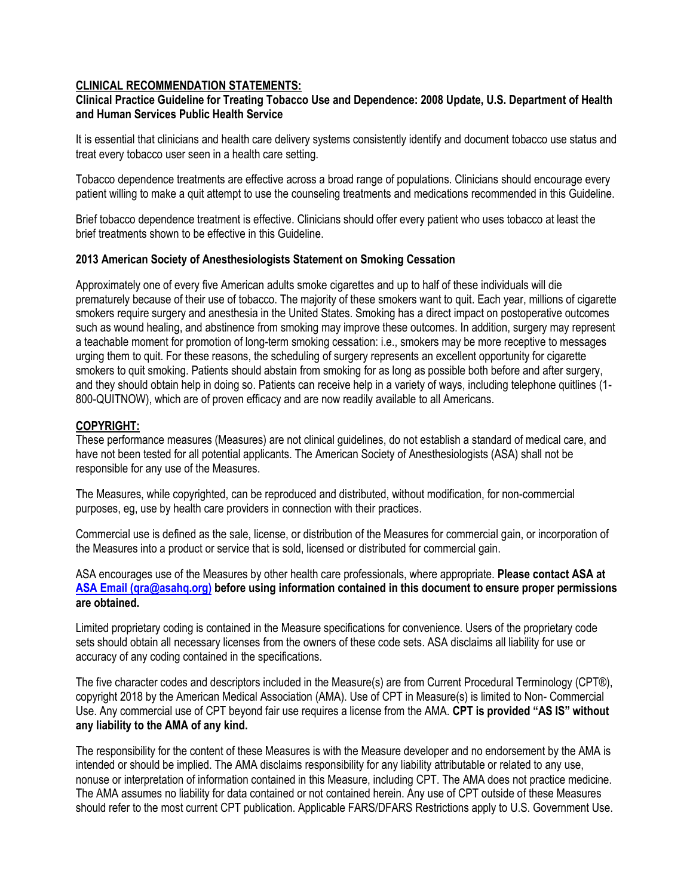## CLINICAL RECOMMENDATION STATEMENTS:

**Clinical Practice Guideline for Treating Tobacco Use and Dependence: 2008 Update, U.S. Department of Health and Human Services Public Health Service**

It is essential that clinicians and health care delivery systems consistently identify and document tobacco use status and treat every tobacco user seen in a health care setting.

Tobacco dependence treatments are effective across a broad range of populations. Clinicians should encourage every patient willing to make a quit attempt to use the counseling treatments and medications recommended in this Guideline.

Brief tobacco dependence treatment is effective. Clinicians should offer every patient who uses tobacco at least the brief treatments shown to be effective in this Guideline.

**2013 American Society of Anesthesiologists Statement on Smoking Cessation**

Approximately one of every five American adults smoke cigarettes and up to half of these individuals will die prematurely because of their use of tobacco. The majority of these smokers want to quit. Each year, millions of cigarette smokers require surgery and anesthesia in the United States. Smoking has a direct impact on postoperative outcomes such as wound healing, and abstinence from smoking may improve these outcomes. In addition, surgery may represent a teachable moment for promotion of long-term smoking cessation: i.e., smokers may be more receptive to messages urging them to quit. For these reasons, the scheduling of surgery represents an excellent opportunity for cigarette smokers to quit smoking. Patients should abstain from smoking for as long as possible both before and after surgery, and they should obtain help in doing so. Patients can receive help in a variety of ways, including telephone quitlines (1-800-QUITNOW), which are of proven efficacy and are now readily available to all Americans.

## COPYRIGHT:

These performance measures (Measures) are not clinical guidelines, do not establish a standard of medical care, and have not been tested for all potential applicants. The American Society of Anesthesiologists (ASA) shall not be responsible for any use of the Measures.

The Measures, while copyrighted, can be reproduced and distributed, without modification, for non-commercial purposes, eg, use by health care providers in connection with their practices.

Commercial use is defined as the sale, license, or distribution of the Measures for commercial gain, or incorporation of the Measures into a product or service that is sold, licensed or distributed for commercial gain.

ASA encourages use of the Measures by other health care professionals, where appropriate. **Please contact ASA at [ASA Email (qra@asahq.org)](mailto:qra@asahq.org) before using information contained in this document to ensure proper permissions are obtained.**

Limited proprietary coding is contained in the Measure specifications for convenience. Users of the proprietary code sets should obtain all necessary licenses from the owners of these code sets. ASA disclaims all liability for use or accuracy of any coding contained in the specifications.

The five character codes and descriptors included in the Measure(s) are from Current Procedural Terminology (CPT®), copyright 2018 by the American Medical Association (AMA). Use of CPT in Measure(s) is limited to Non- Commercial Use. Any commercial use of CPT beyond fair use requires a license from the AMA. **CPT is provided "AS IS" without any liability to the AMA of any kind.**

The responsibility for the content of these Measures is with the Measure developer and no endorsement by the AMA is intended or should be implied. The AMA disclaims responsibility for any liability attributable or related to any use, nonuse or interpretation of information contained in this Measure, including CPT. The AMA does not practice medicine. The AMA assumes no liability for data contained or not contained herein. Any use of CPT outside of these Measures should refer to the most current CPT publication. Applicable FARS/DFARS Restrictions apply to U.S. Government Use.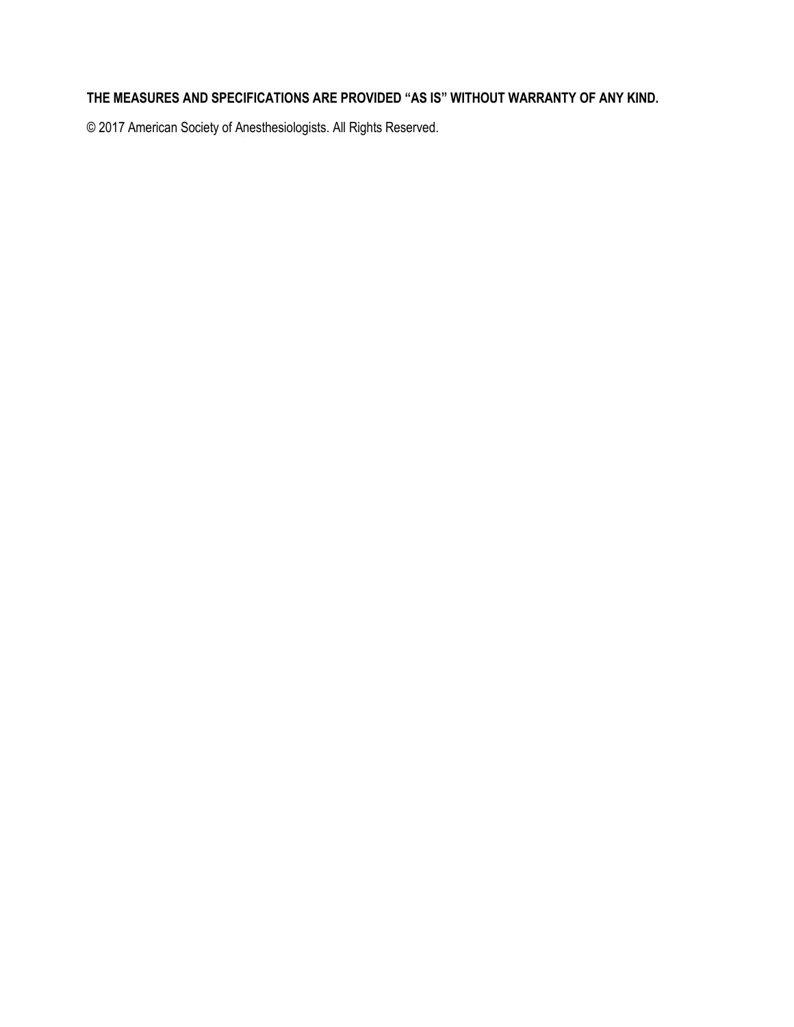**THE MEASURES AND SPECIFICATIONS ARE PROVIDED "AS IS" WITHOUT WARRANTY OF ANY KIND.**

© 2017 American Society of Anesthesiologists. All Rights Reserved.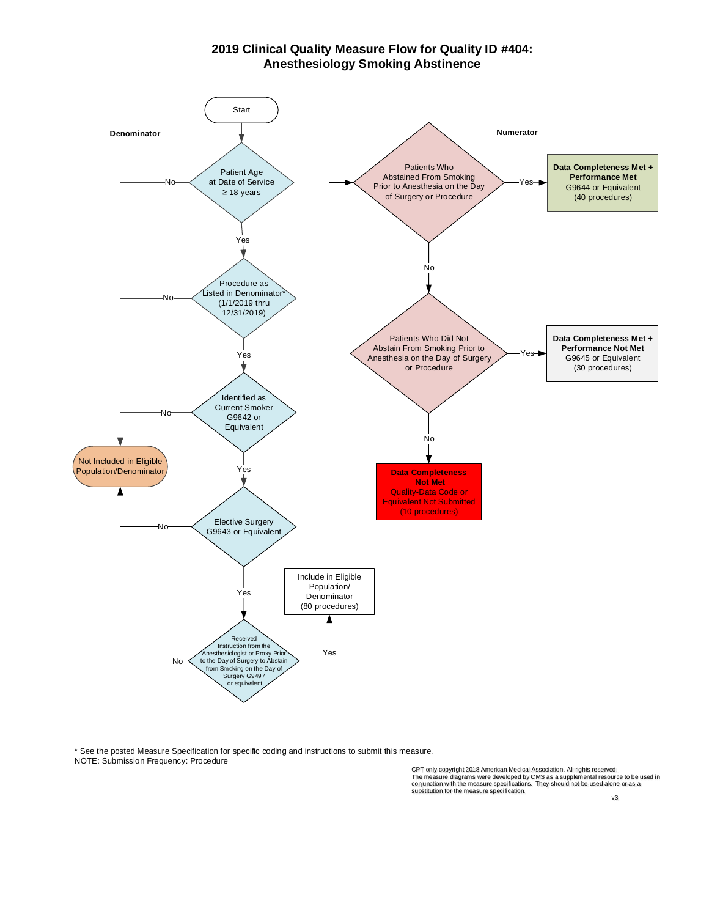# 2019 Clinical Quality Measure Flow for Quality ID #404: Anesthesiology Smoking Abstinence

**Denominator**

Start

- Patient Age at Date of Service ≥ 18 years
  - No → Not Included in Eligible Population/Denominator
  - Yes ↓
- Procedure as Listed in Denominator* (1/1/2019 thru 12/31/2019)
  - No → Not Included in Eligible Population/Denominator
  - Yes ↓
- Identified as Current Smoker G9642 or Equivalent
  - No → Not Included in Eligible Population/Denominator
  - Yes ↓
- Elective Surgery G9643 or Equivalent
  - No → Not Included in Eligible Population/Denominator
  - Yes ↓
- Received Instruction from the Anesthesiologist or Proxy Prior to the Day of Surgery to Abstain from Smoking on the Day of Surgery G9497 or equivalent
  - No → Not Included in Eligible Population/Denominator
  - Yes → Include in Eligible Population/ Denominator (80 procedures)

**Numerator**

- Patients Who Abstained From Smoking Prior to Anesthesia on the Day of Surgery or Procedure
  - Yes → **Data Completeness Met + Performance Met** G9644 or Equivalent (40 procedures)
  - No ↓
- Patients Who Did Not Abstain From Smoking Prior to Anesthesia on the Day of Surgery or Procedure
  - Yes → **Data Completeness Met + Performance Not Met** G9645 or Equivalent (30 procedures)
  - No → **Data Completeness Not Met** Quality-Data Code or Equivalent Not Submitted (10 procedures)

\* See the posted Measure Specification for specific coding and instructions to submit this measure.
NOTE: Submission Frequency: Procedure

CPT only copyright 2018 American Medical Association. All rights reserved.
The measure diagrams were developed by CMS as a supplemental resource to be used in conjunction with the measure specifications. They should not be used alone or as a substitution for the measure specification.

v3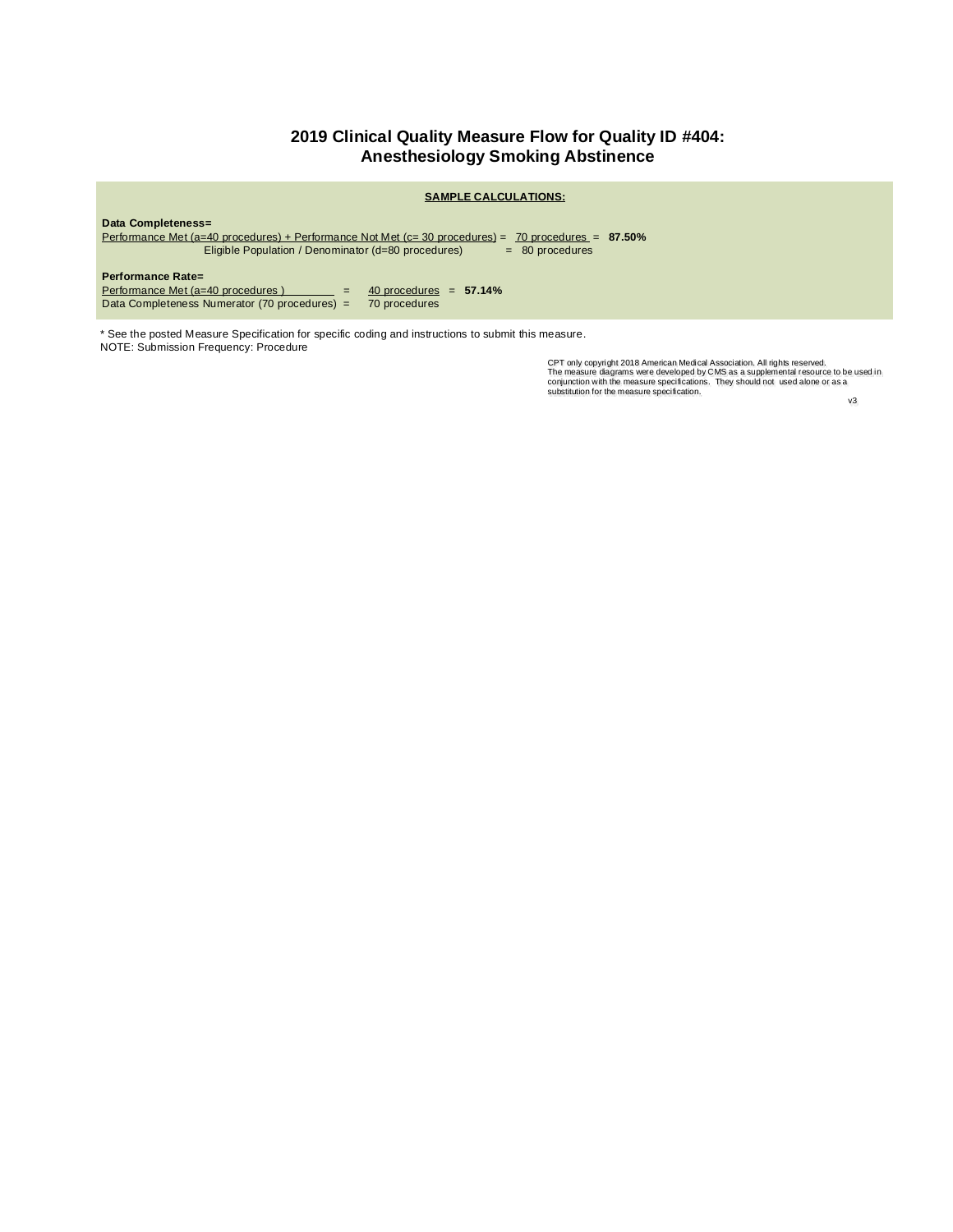# 2019 Clinical Quality Measure Flow for Quality ID #404: Anesthesiology Smoking Abstinence

**SAMPLE CALCULATIONS:**

**Data Completeness=**

$$\frac{\text{Performance Met (a=40 procedures) + Performance Not Met (c= 30 procedures)}}{\text{Eligible Population / Denominator (d=80 procedures)}} = \frac{\text{70 procedures}}{\text{80 procedures}} = \textbf{87.50\%}$$

**Performance Rate=**

$$\frac{\text{Performance Met (a=40 procedures )}}{\text{Data Completeness Numerator (70 procedures)}} = \frac{\text{40 procedures}}{\text{70 procedures}} = \textbf{57.14\%}$$

* See the posted Measure Specification for specific coding and instructions to submit this measure.
NOTE: Submission Frequency: Procedure

CPT only copyright 2018 American Medical Association. All rights reserved.
The measure diagrams were developed by CMS as a supplemental resource to be used in conjunction with the measure specifications. They should not used alone or as a substitution for the measure specification.

v3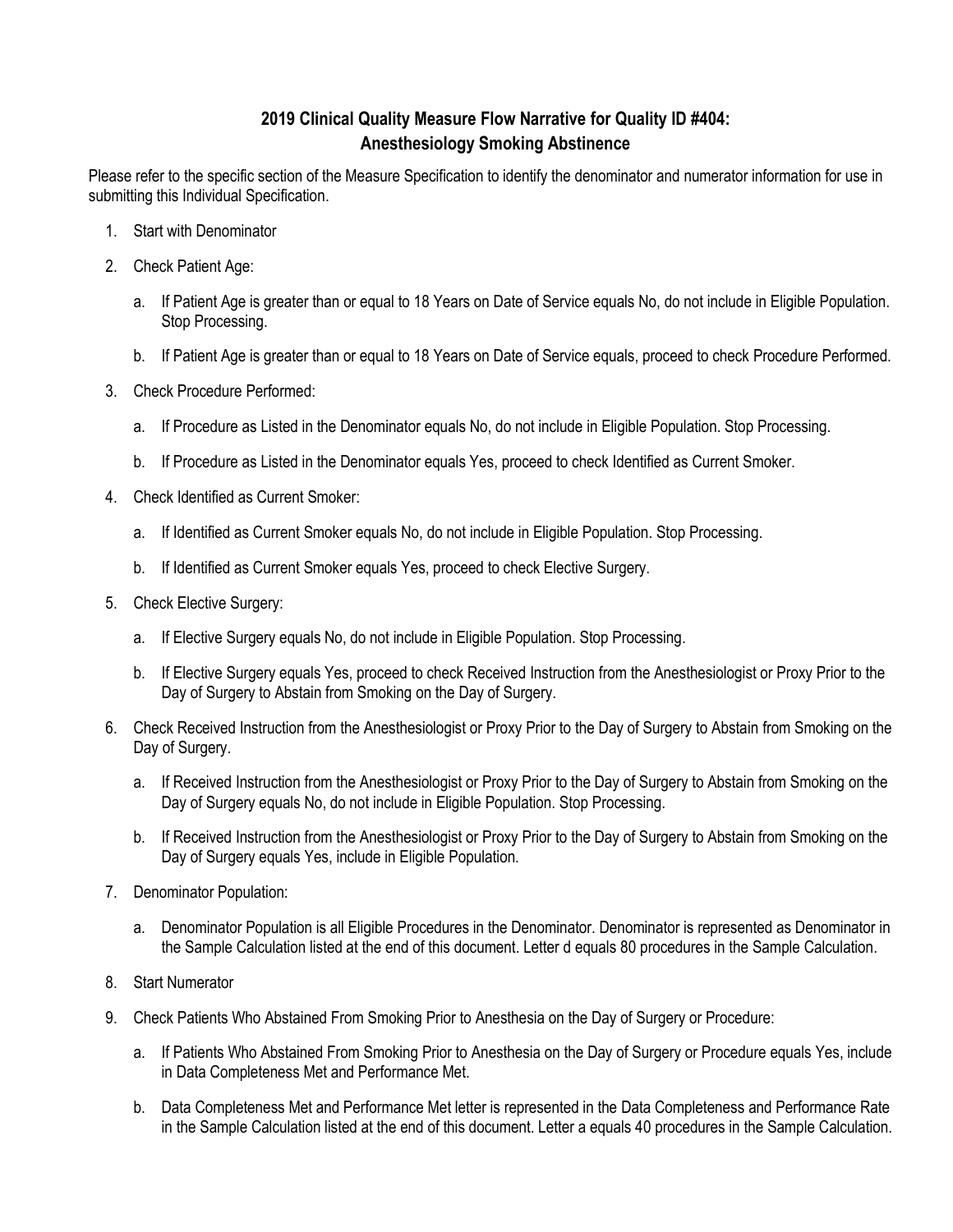# 2019 Clinical Quality Measure Flow Narrative for Quality ID #404: Anesthesiology Smoking Abstinence

Please refer to the specific section of the Measure Specification to identify the denominator and numerator information for use in submitting this Individual Specification.

1. Start with Denominator
2. Check Patient Age:
   a. If Patient Age is greater than or equal to 18 Years on Date of Service equals No, do not include in Eligible Population. Stop Processing.
   b. If Patient Age is greater than or equal to 18 Years on Date of Service equals, proceed to check Procedure Performed.
3. Check Procedure Performed:
   a. If Procedure as Listed in the Denominator equals No, do not include in Eligible Population. Stop Processing.
   b. If Procedure as Listed in the Denominator equals Yes, proceed to check Identified as Current Smoker.
4. Check Identified as Current Smoker:
   a. If Identified as Current Smoker equals No, do not include in Eligible Population. Stop Processing.
   b. If Identified as Current Smoker equals Yes, proceed to check Elective Surgery.
5. Check Elective Surgery:
   a. If Elective Surgery equals No, do not include in Eligible Population. Stop Processing.
   b. If Elective Surgery equals Yes, proceed to check Received Instruction from the Anesthesiologist or Proxy Prior to the Day of Surgery to Abstain from Smoking on the Day of Surgery.
6. Check Received Instruction from the Anesthesiologist or Proxy Prior to the Day of Surgery to Abstain from Smoking on the Day of Surgery.
   a. If Received Instruction from the Anesthesiologist or Proxy Prior to the Day of Surgery to Abstain from Smoking on the Day of Surgery equals No, do not include in Eligible Population. Stop Processing.
   b. If Received Instruction from the Anesthesiologist or Proxy Prior to the Day of Surgery to Abstain from Smoking on the Day of Surgery equals Yes, include in Eligible Population.
7. Denominator Population:
   a. Denominator Population is all Eligible Procedures in the Denominator. Denominator is represented as Denominator in the Sample Calculation listed at the end of this document. Letter d equals 80 procedures in the Sample Calculation.
8. Start Numerator
9. Check Patients Who Abstained From Smoking Prior to Anesthesia on the Day of Surgery or Procedure:
   a. If Patients Who Abstained From Smoking Prior to Anesthesia on the Day of Surgery or Procedure equals Yes, include in Data Completeness Met and Performance Met.
   b. Data Completeness Met and Performance Met letter is represented in the Data Completeness and Performance Rate in the Sample Calculation listed at the end of this document. Letter a equals 40 procedures in the Sample Calculation.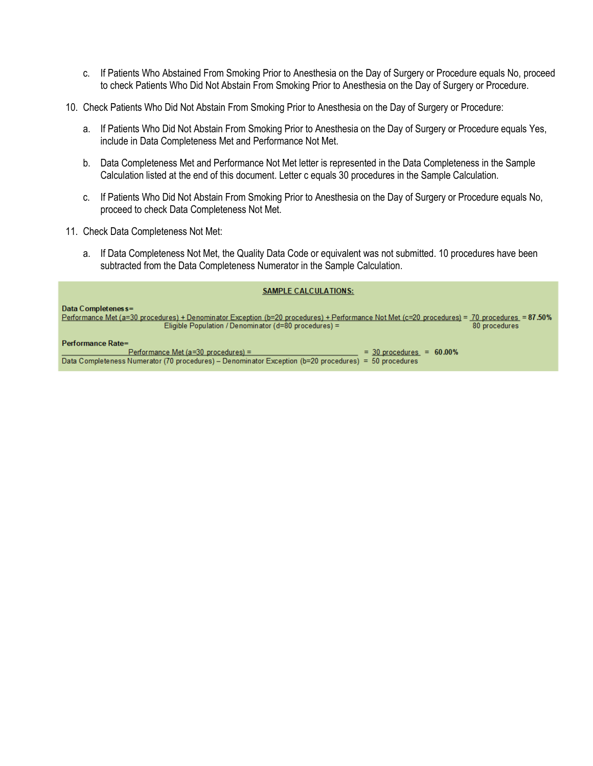c. If Patients Who Abstained From Smoking Prior to Anesthesia on the Day of Surgery or Procedure equals No, proceed to check Patients Who Did Not Abstain From Smoking Prior to Anesthesia on the Day of Surgery or Procedure.

10. Check Patients Who Did Not Abstain From Smoking Prior to Anesthesia on the Day of Surgery or Procedure:

    a. If Patients Who Did Not Abstain From Smoking Prior to Anesthesia on the Day of Surgery or Procedure equals Yes, include in Data Completeness Met and Performance Not Met.

    b. Data Completeness Met and Performance Not Met letter is represented in the Data Completeness in the Sample Calculation listed at the end of this document. Letter c equals 30 procedures in the Sample Calculation.

    c. If Patients Who Did Not Abstain From Smoking Prior to Anesthesia on the Day of Surgery or Procedure equals No, proceed to check Data Completeness Not Met.

11. Check Data Completeness Not Met:

    a. If Data Completeness Not Met, the Quality Data Code or equivalent was not submitted. 10 procedures have been subtracted from the Data Completeness Numerator in the Sample Calculation.

**SAMPLE CALCULATIONS:**

**Data Completeness=**

$$\frac{\text{Performance Met (a=30 procedures) + Denominator Exception (b=20 procedures) + Performance Not Met (c=20 procedures)}}{\text{Eligible Population / Denominator (d=80 procedures)}} = \frac{\text{70 procedures}}{\text{80 procedures}} = \textbf{87.50\%}$$

**Performance Rate=**

$$\frac{\text{Performance Met (a=30 procedures)}}{\text{Data Completeness Numerator (70 procedures) – Denominator Exception (b=20 procedures)}} = \frac{\text{30 procedures}}{\text{50 procedures}} = \textbf{60.00\%}$$